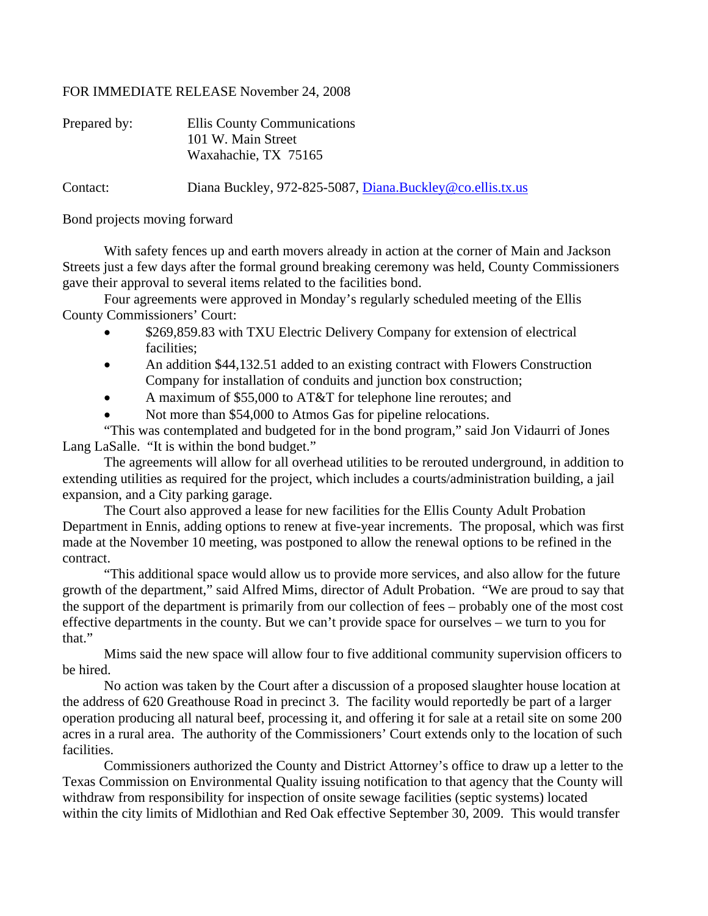FOR IMMEDIATE RELEASE November 24, 2008

Prepared by: Ellis County Communications
101 W. Main Street
Waxahachie, TX 75165

Contact: Diana Buckley, 972-825-5087, Diana.Buckley@co.ellis.tx.us

Bond projects moving forward

With safety fences up and earth movers already in action at the corner of Main and Jackson Streets just a few days after the formal ground breaking ceremony was held, County Commissioners gave their approval to several items related to the facilities bond.

Four agreements were approved in Monday's regularly scheduled meeting of the Ellis County Commissioners' Court:

- $269,859.83 with TXU Electric Delivery Company for extension of electrical facilities;
- An addition $44,132.51 added to an existing contract with Flowers Construction Company for installation of conduits and junction box construction;
- A maximum of $55,000 to AT&T for telephone line reroutes; and
- Not more than $54,000 to Atmos Gas for pipeline relocations.

"This was contemplated and budgeted for in the bond program," said Jon Vidaurri of Jones Lang LaSalle. "It is within the bond budget."

The agreements will allow for all overhead utilities to be rerouted underground, in addition to extending utilities as required for the project, which includes a courts/administration building, a jail expansion, and a City parking garage.

The Court also approved a lease for new facilities for the Ellis County Adult Probation Department in Ennis, adding options to renew at five-year increments. The proposal, which was first made at the November 10 meeting, was postponed to allow the renewal options to be refined in the contract.

"This additional space would allow us to provide more services, and also allow for the future growth of the department," said Alfred Mims, director of Adult Probation. "We are proud to say that the support of the department is primarily from our collection of fees – probably one of the most cost effective departments in the county. But we can't provide space for ourselves – we turn to you for that."

Mims said the new space will allow four to five additional community supervision officers to be hired.

No action was taken by the Court after a discussion of a proposed slaughter house location at the address of 620 Greathouse Road in precinct 3. The facility would reportedly be part of a larger operation producing all natural beef, processing it, and offering it for sale at a retail site on some 200 acres in a rural area. The authority of the Commissioners' Court extends only to the location of such facilities.

Commissioners authorized the County and District Attorney's office to draw up a letter to the Texas Commission on Environmental Quality issuing notification to that agency that the County will withdraw from responsibility for inspection of onsite sewage facilities (septic systems) located within the city limits of Midlothian and Red Oak effective September 30, 2009. This would transfer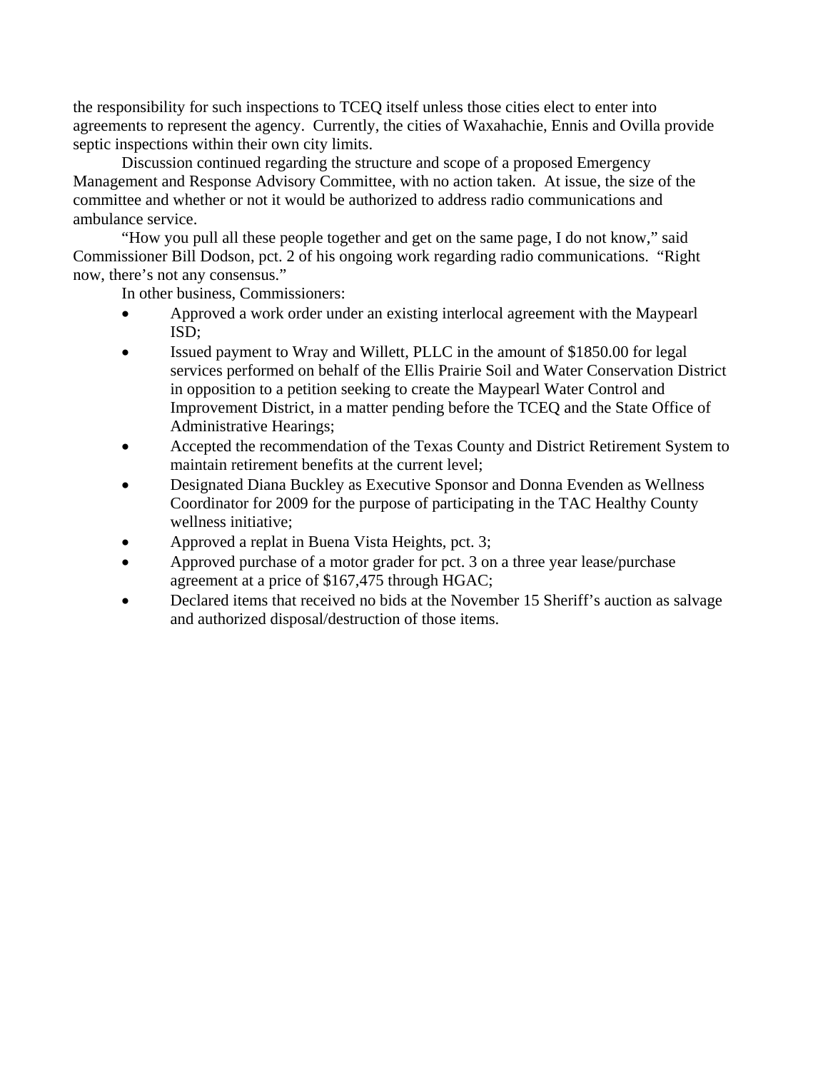the responsibility for such inspections to TCEQ itself unless those cities elect to enter into agreements to represent the agency. Currently, the cities of Waxahachie, Ennis and Ovilla provide septic inspections within their own city limits.

Discussion continued regarding the structure and scope of a proposed Emergency Management and Response Advisory Committee, with no action taken. At issue, the size of the committee and whether or not it would be authorized to address radio communications and ambulance service.

"How you pull all these people together and get on the same page, I do not know," said Commissioner Bill Dodson, pct. 2 of his ongoing work regarding radio communications. "Right now, there's not any consensus."

In other business, Commissioners:

- Approved a work order under an existing interlocal agreement with the Maypearl ISD;
- Issued payment to Wray and Willett, PLLC in the amount of $1850.00 for legal services performed on behalf of the Ellis Prairie Soil and Water Conservation District in opposition to a petition seeking to create the Maypearl Water Control and Improvement District, in a matter pending before the TCEQ and the State Office of Administrative Hearings;
- Accepted the recommendation of the Texas County and District Retirement System to maintain retirement benefits at the current level;
- Designated Diana Buckley as Executive Sponsor and Donna Evenden as Wellness Coordinator for 2009 for the purpose of participating in the TAC Healthy County wellness initiative;
- Approved a replat in Buena Vista Heights, pct. 3;
- Approved purchase of a motor grader for pct. 3 on a three year lease/purchase agreement at a price of $167,475 through HGAC;
- Declared items that received no bids at the November 15 Sheriff's auction as salvage and authorized disposal/destruction of those items.